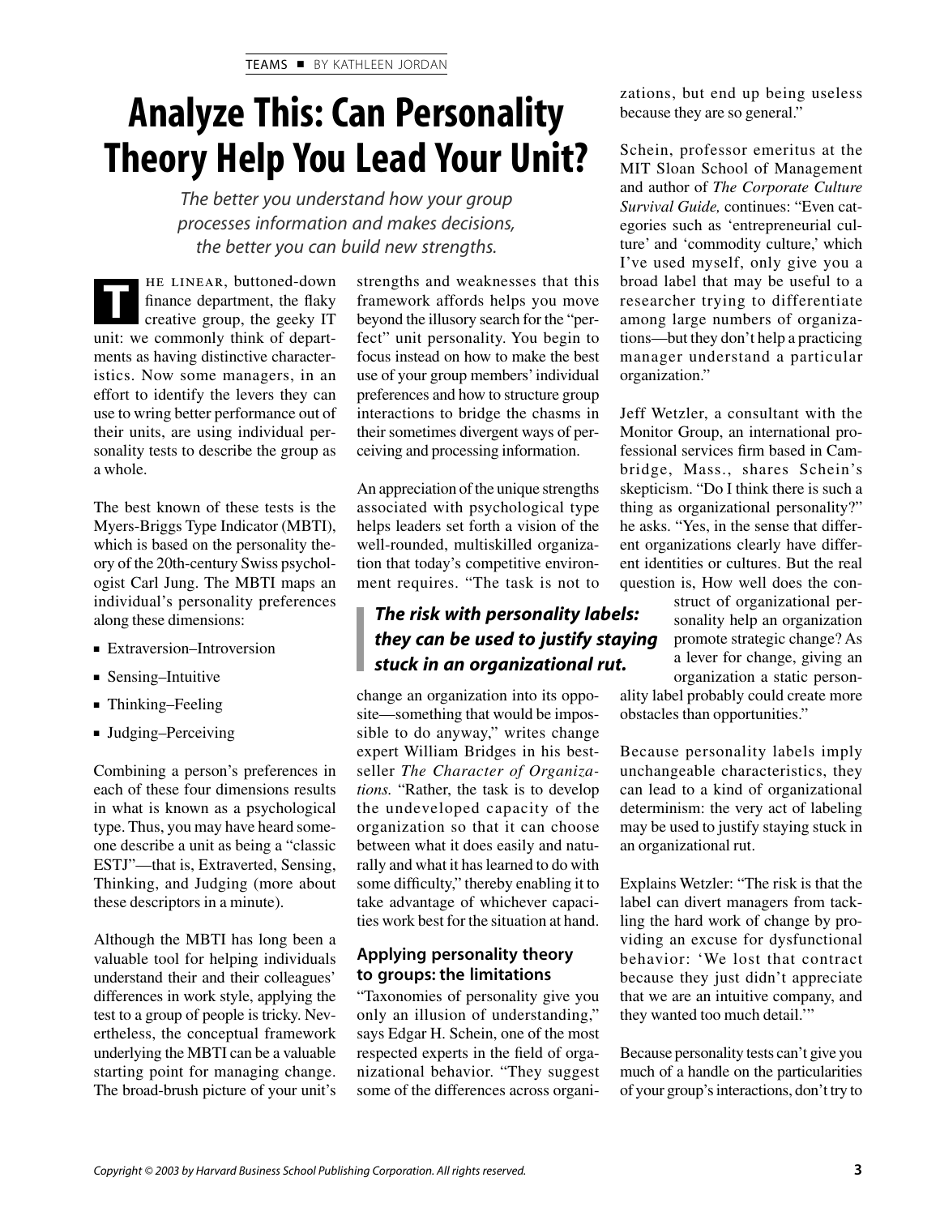TEAMS ■ BY KATHLEEN JORDAN

# Analyze This: Can Personality Theory Help You Lead Your Unit?

*The better you understand how your group processes information and makes decisions, the better you can build new strengths.*

THE LINEAR, buttoned-down finance department, the flaky creative group, the geeky IT unit: we commonly think of departments as having distinctive characteristics. Now some managers, in an effort to identify the levers they can use to wring better performance out of their units, are using individual personality tests to describe the group as a whole.

The best known of these tests is the Myers-Briggs Type Indicator (MBTI), which is based on the personality theory of the 20th-century Swiss psychologist Carl Jung. The MBTI maps an individual's personality preferences along these dimensions:

- Extraversion–Introversion
- Sensing–Intuitive
- Thinking–Feeling
- Judging–Perceiving

Combining a person's preferences in each of these four dimensions results in what is known as a psychological type. Thus, you may have heard someone describe a unit as being a "classic ESTJ"—that is, Extraverted, Sensing, Thinking, and Judging (more about these descriptors in a minute).

Although the MBTI has long been a valuable tool for helping individuals understand their and their colleagues' differences in work style, applying the test to a group of people is tricky. Nevertheless, the conceptual framework underlying the MBTI can be a valuable starting point for managing change. The broad-brush picture of your unit's strengths and weaknesses that this framework affords helps you move beyond the illusory search for the "perfect" unit personality. You begin to focus instead on how to make the best use of your group members' individual preferences and how to structure group interactions to bridge the chasms in their sometimes divergent ways of perceiving and processing information.

An appreciation of the unique strengths associated with psychological type helps leaders set forth a vision of the well-rounded, multiskilled organization that today's competitive environment requires. "The task is not to change an organization into its opposite—something that would be impossible to do anyway," writes change expert William Bridges in his bestseller *The Character of Organizations.* "Rather, the task is to develop the undeveloped capacity of the organization so that it can choose between what it does easily and naturally and what it has learned to do with some difficulty," thereby enabling it to take advantage of whichever capacities work best for the situation at hand.

> ***The risk with personality labels: they can be used to justify staying stuck in an organizational rut.***

## Applying personality theory to groups: the limitations

"Taxonomies of personality give you only an illusion of understanding," says Edgar H. Schein, one of the most respected experts in the field of organizational behavior. "They suggest some of the differences across organizations, but end up being useless because they are so general."

Schein, professor emeritus at the MIT Sloan School of Management and author of *The Corporate Culture Survival Guide,* continues: "Even categories such as 'entrepreneurial culture' and 'commodity culture,' which I've used myself, only give you a broad label that may be useful to a researcher trying to differentiate among large numbers of organizations—but they don't help a practicing manager understand a particular organization."

Jeff Wetzler, a consultant with the Monitor Group, an international professional services firm based in Cambridge, Mass., shares Schein's skepticism. "Do I think there is such a thing as organizational personality?" he asks. "Yes, in the sense that different organizations clearly have different identities or cultures. But the real question is, How well does the construct of organizational personality help an organization promote strategic change? As a lever for change, giving an organization a static personality label probably could create more obstacles than opportunities."

Because personality labels imply unchangeable characteristics, they can lead to a kind of organizational determinism: the very act of labeling may be used to justify staying stuck in an organizational rut.

Explains Wetzler: "The risk is that the label can divert managers from tackling the hard work of change by providing an excuse for dysfunctional behavior: 'We lost that contract because they just didn't appreciate that we are an intuitive company, and they wanted too much detail.'"

Because personality tests can't give you much of a handle on the particularities of your group's interactions, don't try to

*Copyright © 2003 by Harvard Business School Publishing Corporation. All rights reserved.*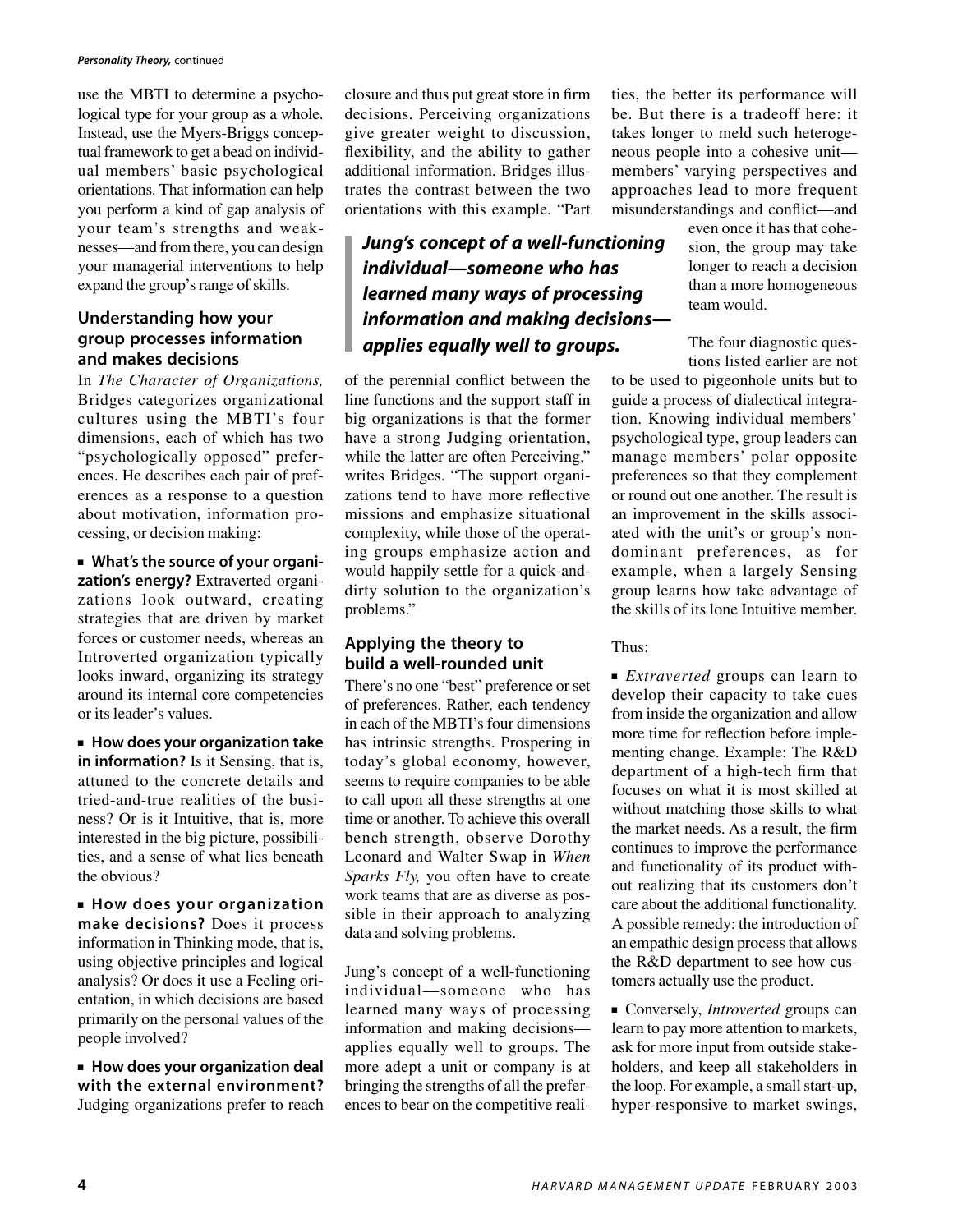use the MBTI to determine a psychological type for your group as a whole. Instead, use the Myers-Briggs conceptual framework to get a bead on individual members' basic psychological orientations. That information can help you perform a kind of gap analysis of your team's strengths and weaknesses—and from there, you can design your managerial interventions to help expand the group's range of skills.

## Understanding how your group processes information and makes decisions

In *The Character of Organizations,* Bridges categorizes organizational cultures using the MBTI's four dimensions, each of which has two "psychologically opposed" preferences. He describes each pair of preferences as a response to a question about motivation, information processing, or decision making:

- **What's the source of your organization's energy?** Extraverted organizations look outward, creating strategies that are driven by market forces or customer needs, whereas an Introverted organization typically looks inward, organizing its strategy around its internal core competencies or its leader's values.

- **How does your organization take in information?** Is it Sensing, that is, attuned to the concrete details and tried-and-true realities of the business? Or is it Intuitive, that is, more interested in the big picture, possibilities, and a sense of what lies beneath the obvious?

- **How does your organization make decisions?** Does it process information in Thinking mode, that is, using objective principles and logical analysis? Or does it use a Feeling orientation, in which decisions are based primarily on the personal values of the people involved?

- **How does your organization deal with the external environment?** Judging organizations prefer to reach closure and thus put great store in firm decisions. Perceiving organizations give greater weight to discussion, flexibility, and the ability to gather additional information. Bridges illustrates the contrast between the two orientations with this example. "Part of the perennial conflict between the line functions and the support staff in big organizations is that the former have a strong Judging orientation, while the latter are often Perceiving," writes Bridges. "The support organizations tend to have more reflective missions and emphasize situational complexity, while those of the operating groups emphasize action and would happily settle for a quick-and-dirty solution to the organization's problems."

## Applying the theory to build a well-rounded unit

There's no one "best" preference or set of preferences. Rather, each tendency in each of the MBTI's four dimensions has intrinsic strengths. Prospering in today's global economy, however, seems to require companies to be able to call upon all these strengths at one time or another. To achieve this overall bench strength, observe Dorothy Leonard and Walter Swap in *When Sparks Fly,* you often have to create work teams that are as diverse as possible in their approach to analyzing data and solving problems.

> ***Jung's concept of a well-functioning individual—someone who has learned many ways of processing information and making decisions—applies equally well to groups.***

Jung's concept of a well-functioning individual—someone who has learned many ways of processing information and making decisions—applies equally well to groups. The more adept a unit or company is at bringing the strengths of all the preferences to bear on the competitive realities, the better its performance will be. But there is a tradeoff here: it takes longer to meld such heterogeneous people into a cohesive unit—members' varying perspectives and approaches lead to more frequent misunderstandings and conflict—and even once it has that cohesion, the group may take longer to reach a decision than a more homogeneous team would.

The four diagnostic questions listed earlier are not to be used to pigeonhole units but to guide a process of dialectical integration. Knowing individual members' psychological type, group leaders can manage members' polar opposite preferences so that they complement or round out one another. The result is an improvement in the skills associated with the unit's or group's nondominant preferences, as for example, when a largely Sensing group learns how take advantage of the skills of its lone Intuitive member.

Thus:

- *Extraverted* groups can learn to develop their capacity to take cues from inside the organization and allow more time for reflection before implementing change. Example: The R&D department of a high-tech firm that focuses on what it is most skilled at without matching those skills to what the market needs. As a result, the firm continues to improve the performance and functionality of its product without realizing that its customers don't care about the additional functionality. A possible remedy: the introduction of an empathic design process that allows the R&D department to see how customers actually use the product.

- Conversely, *Introverted* groups can learn to pay more attention to markets, ask for more input from outside stakeholders, and keep all stakeholders in the loop. For example, a small start-up, hyper-responsive to market swings,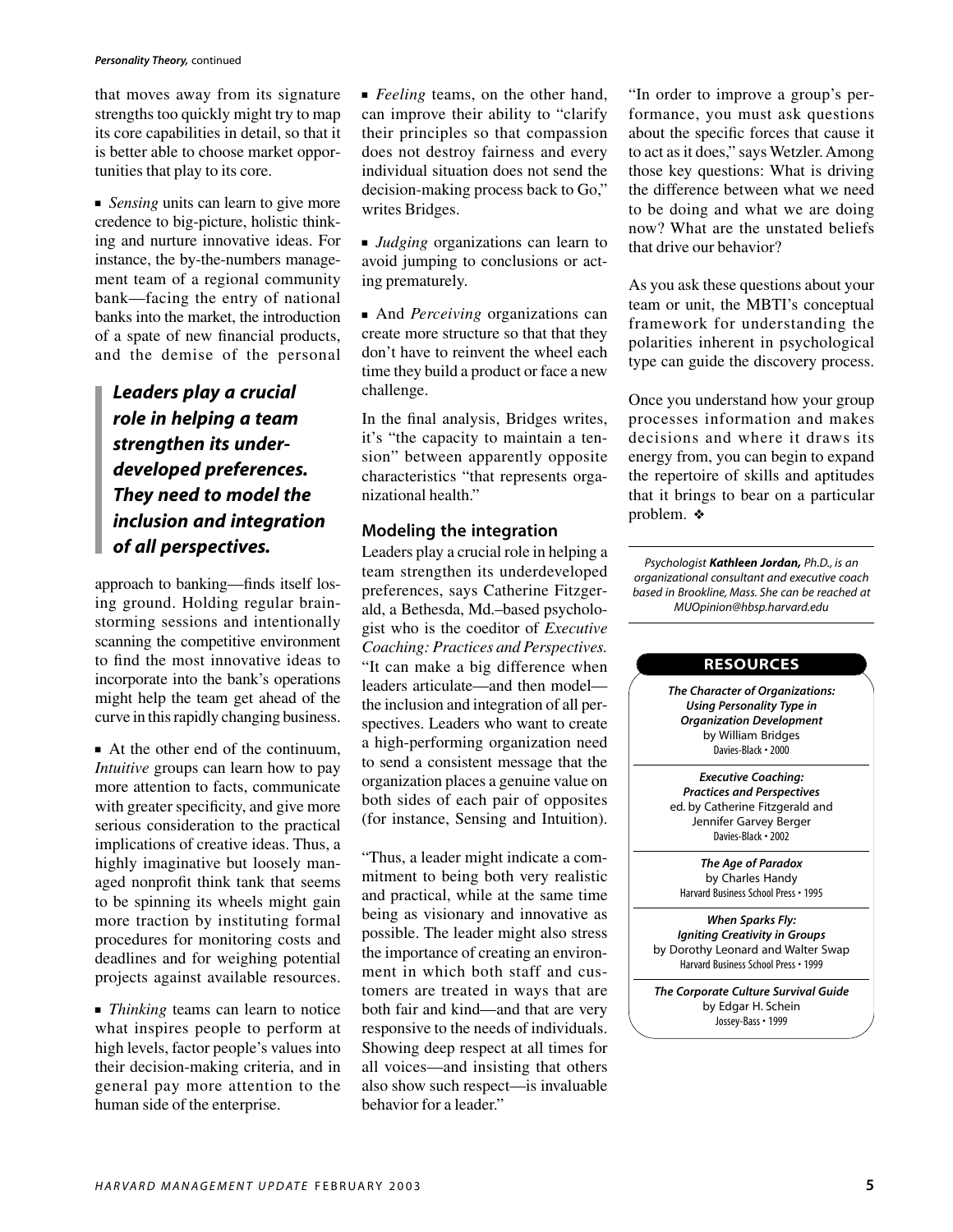that moves away from its signature strengths too quickly might try to map its core capabilities in detail, so that it is better able to choose market opportunities that play to its core.

- *Sensing* units can learn to give more credence to big-picture, holistic thinking and nurture innovative ideas. For instance, the by-the-numbers management team of a regional community bank—facing the entry of national banks into the market, the introduction of a spate of new financial products, and the demise of the personal approach to banking—finds itself losing ground. Holding regular brainstorming sessions and intentionally scanning the competitive environment to find the most innovative ideas to incorporate into the bank's operations might help the team get ahead of the curve in this rapidly changing business.

> ***Leaders play a crucial role in helping a team strengthen its underdeveloped preferences. They need to model the inclusion and integration of all perspectives.***

- At the other end of the continuum, *Intuitive* groups can learn how to pay more attention to facts, communicate with greater specificity, and give more serious consideration to the practical implications of creative ideas. Thus, a highly imaginative but loosely managed nonprofit think tank that seems to be spinning its wheels might gain more traction by instituting formal procedures for monitoring costs and deadlines and for weighing potential projects against available resources.

- *Thinking* teams can learn to notice what inspires people to perform at high levels, factor people's values into their decision-making criteria, and in general pay more attention to the human side of the enterprise.

- *Feeling* teams, on the other hand, can improve their ability to "clarify their principles so that compassion does not destroy fairness and every individual situation does not send the decision-making process back to Go," writes Bridges.

- *Judging* organizations can learn to avoid jumping to conclusions or acting prematurely.

- And *Perceiving* organizations can create more structure so that that they don't have to reinvent the wheel each time they build a product or face a new challenge.

In the final analysis, Bridges writes, it's "the capacity to maintain a tension" between apparently opposite characteristics "that represents organizational health."

## Modeling the integration

Leaders play a crucial role in helping a team strengthen its underdeveloped preferences, says Catherine Fitzgerald, a Bethesda, Md.–based psychologist who is the coeditor of *Executive Coaching: Practices and Perspectives.* "It can make a big difference when leaders articulate—and then model—the inclusion and integration of all perspectives. Leaders who want to create a high-performing organization need to send a consistent message that the organization places a genuine value on both sides of each pair of opposites (for instance, Sensing and Intuition).

"Thus, a leader might indicate a commitment to being both very realistic and practical, while at the same time being as visionary and innovative as possible. The leader might also stress the importance of creating an environment in which both staff and customers are treated in ways that are both fair and kind—and that are very responsive to the needs of individuals. Showing deep respect at all times for all voices—and insisting that others also show such respect—is invaluable behavior for a leader."

"In order to improve a group's performance, you must ask questions about the specific forces that cause it to act as it does," says Wetzler. Among those key questions: What is driving the difference between what we need to be doing and what we are doing now? What are the unstated beliefs that drive our behavior?

As you ask these questions about your team or unit, the MBTI's conceptual framework for understanding the polarities inherent in psychological type can guide the discovery process.

Once you understand how your group processes information and makes decisions and where it draws its energy from, you can begin to expand the repertoire of skills and aptitudes that it brings to bear on a particular problem. ❖

*Psychologist **Kathleen Jordan,** Ph.D., is an organizational consultant and executive coach based in Brookline, Mass. She can be reached at MUOpinion@hbsp.harvard.edu*

## RESOURCES

***The Character of Organizations: Using Personality Type in Organization Development***
by William Bridges
Davies-Black • 2000

***Executive Coaching: Practices and Perspectives***
ed. by Catherine Fitzgerald and Jennifer Garvey Berger
Davies-Black • 2002

***The Age of Paradox***
by Charles Handy
Harvard Business School Press • 1995

***When Sparks Fly: Igniting Creativity in Groups***
by Dorothy Leonard and Walter Swap
Harvard Business School Press • 1999

***The Corporate Culture Survival Guide***
by Edgar H. Schein
Jossey-Bass • 1999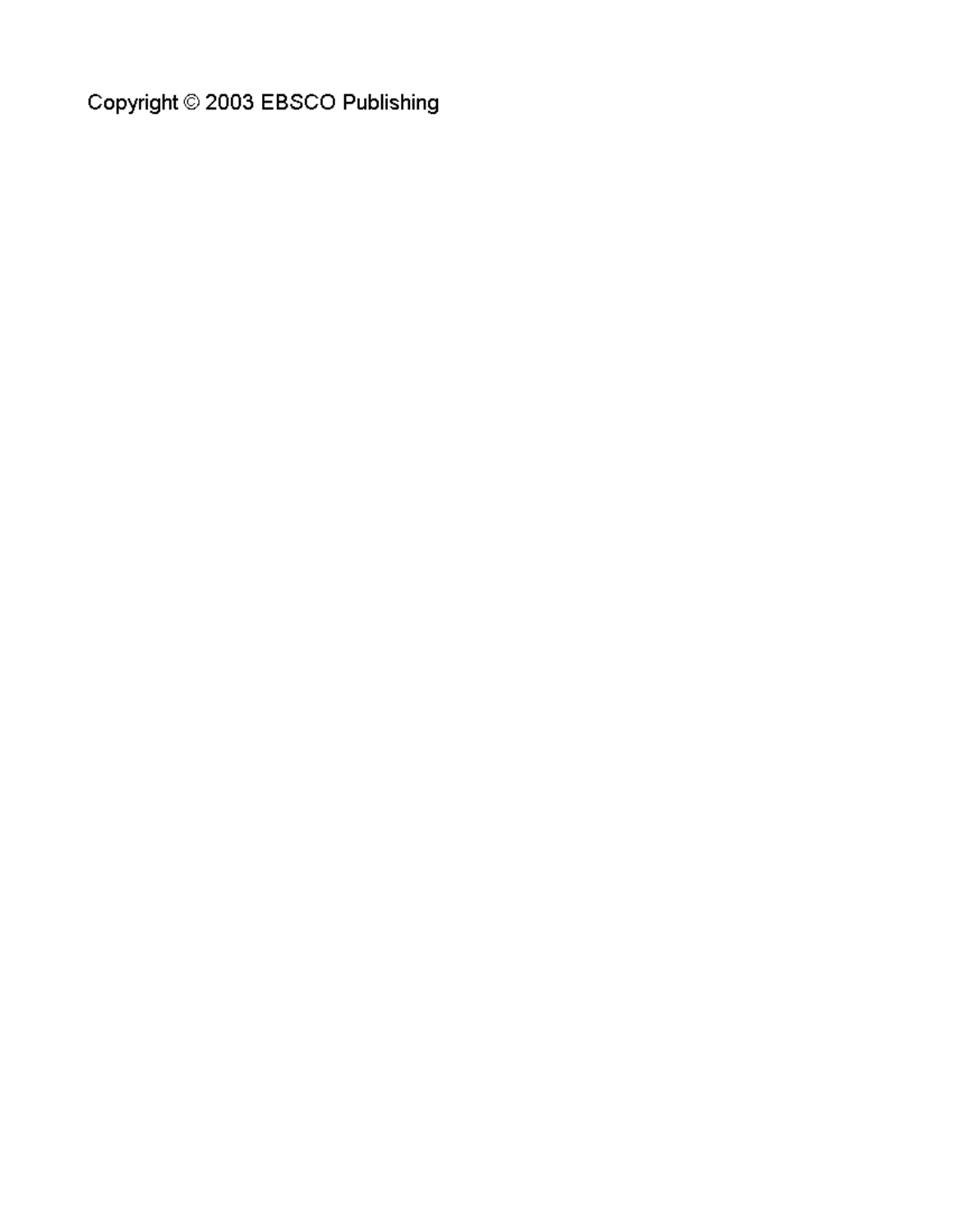Copyright © 2003 EBSCO Publishing